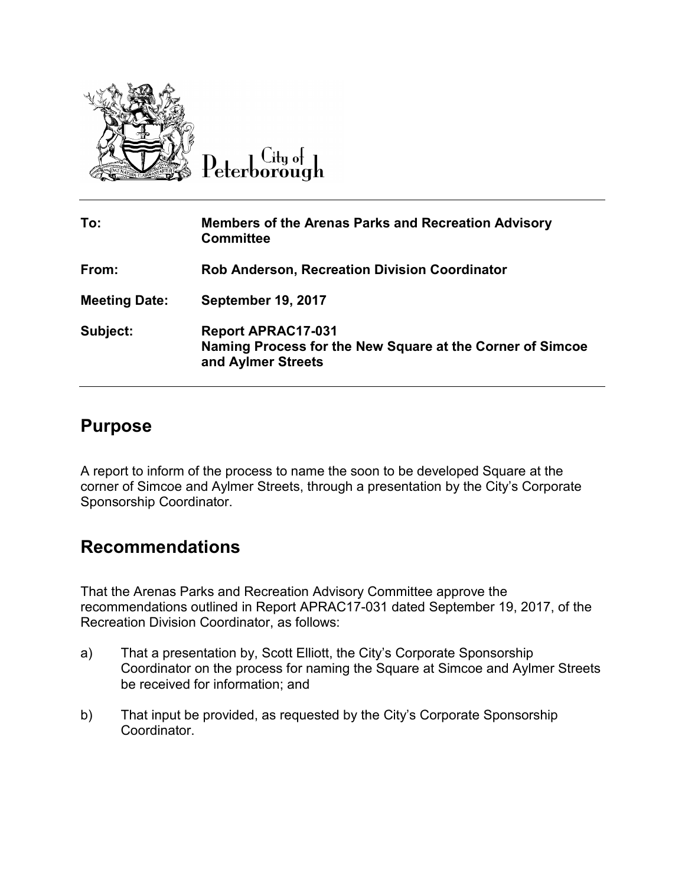City of Peterborough

| | |
|---|---|
| **To:** | **Members of the Arenas Parks and Recreation Advisory Committee** |
| **From:** | **Rob Anderson, Recreation Division Coordinator** |
| **Meeting Date:** | **September 19, 2017** |
| **Subject:** | **Report APRAC17-031**<br>**Naming Process for the New Square at the Corner of Simcoe and Aylmer Streets** |

## Purpose

A report to inform of the process to name the soon to be developed Square at the corner of Simcoe and Aylmer Streets, through a presentation by the City's Corporate Sponsorship Coordinator.

## Recommendations

That the Arenas Parks and Recreation Advisory Committee approve the recommendations outlined in Report APRAC17-031 dated September 19, 2017, of the Recreation Division Coordinator, as follows:

a) That a presentation by, Scott Elliott, the City's Corporate Sponsorship Coordinator on the process for naming the Square at Simcoe and Aylmer Streets be received for information; and

b) That input be provided, as requested by the City's Corporate Sponsorship Coordinator.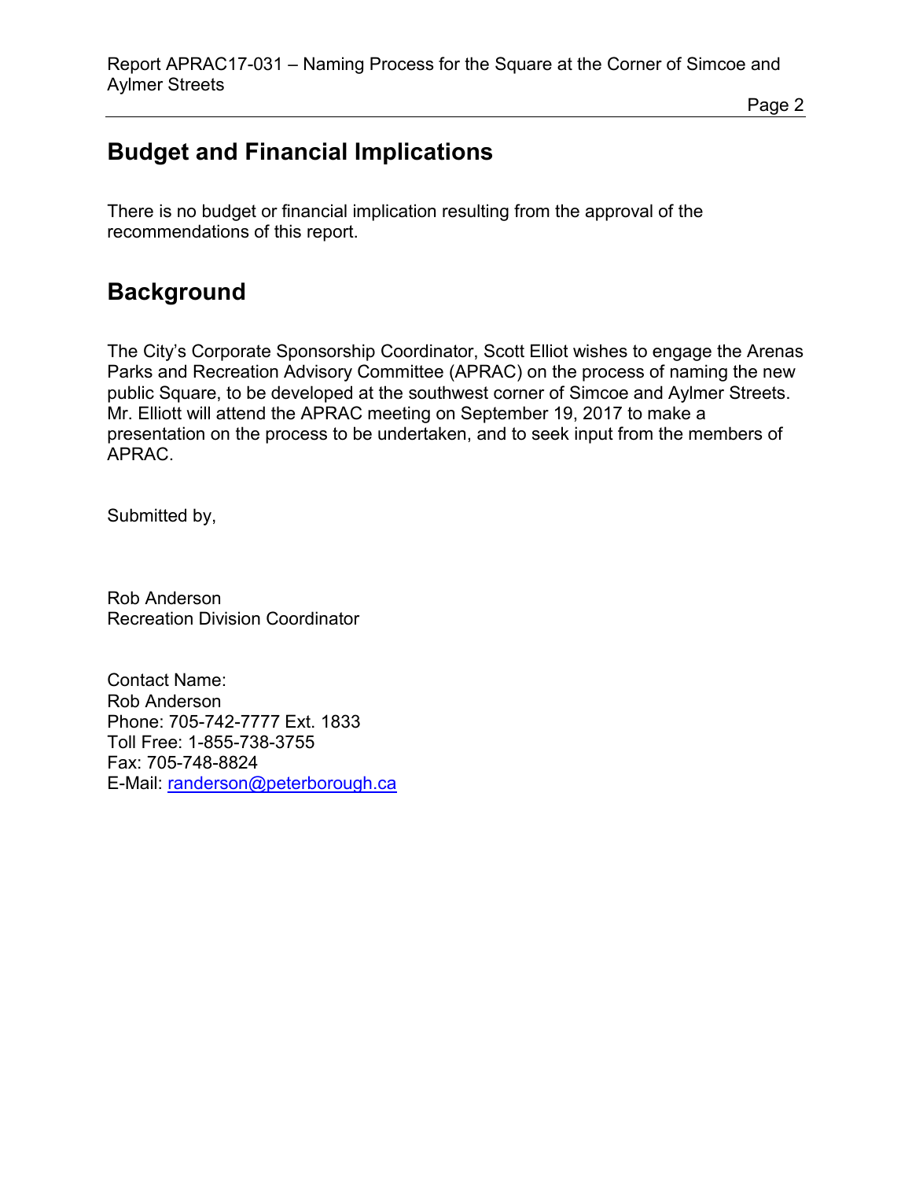## Budget and Financial Implications

There is no budget or financial implication resulting from the approval of the recommendations of this report.

## Background

The City's Corporate Sponsorship Coordinator, Scott Elliot wishes to engage the Arenas Parks and Recreation Advisory Committee (APRAC) on the process of naming the new public Square, to be developed at the southwest corner of Simcoe and Aylmer Streets. Mr. Elliott will attend the APRAC meeting on September 19, 2017 to make a presentation on the process to be undertaken, and to seek input from the members of APRAC.

Submitted by,

Rob Anderson
Recreation Division Coordinator

Contact Name:
Rob Anderson
Phone: 705-742-7777 Ext. 1833
Toll Free: 1-855-738-3755
Fax: 705-748-8824
E-Mail: randerson@peterborough.ca